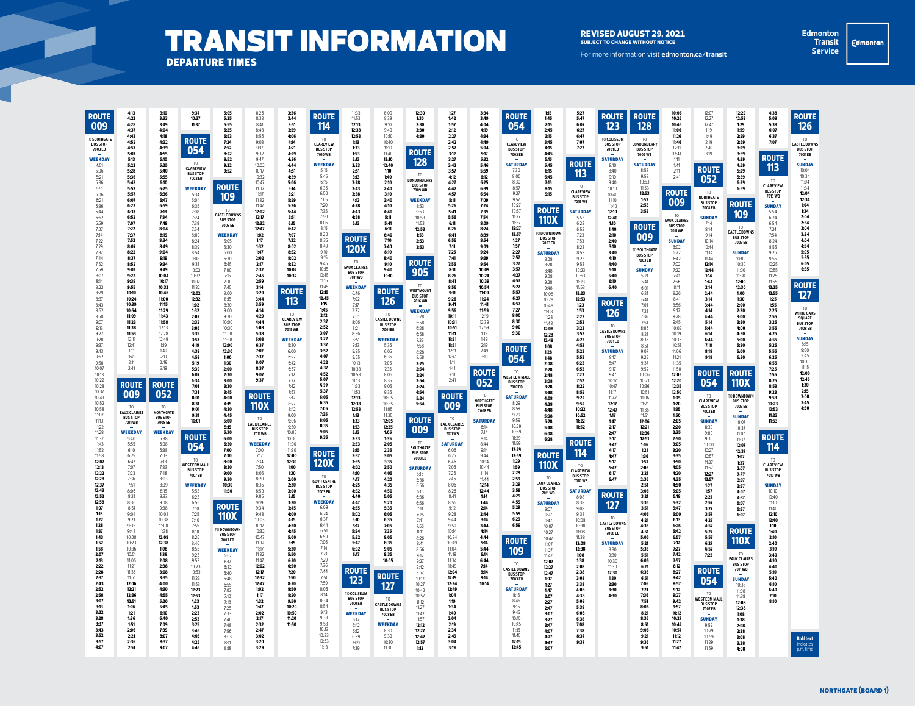# TRANSIT INFORMATION

## DEPARTURE TIMES

**REVISED AUGUST 29, 2021**
SUBJECT TO CHANGE WITHOUT NOTICE

For more information visit **edmonton.ca/transit**

Edmonton Transit Service

**Bold text indicates p.m. time**

---

## WEEKDAY

### ROUTE 009
TO SOUTHGATE BUS STOP 7003 EB – WEEKDAY

4:51, 5:06, 5:21, 5:36, 5:51, 6:06, 6:21, 6:36, 6:44, 6:52, 6:59, 7:07, 7:14, 7:22, 7:29, 7:37, 7:44, 7:52, 7:59, 8:07, 8:14, 8:22, 8:29, 8:36, 8:43, 8:52, 8:58, 9:07, 9:13, 9:22, 9:28, 9:37, 9:43, 9:52, 9:58, 10:07, 10:13, 10:22, 10:28, 10:37, 10:43, 10:52, 10:58, 11:07, 11:13, 11:22, 11:28, 11:37, 11:43, 11:52, 11:58, 12:07, 12:13, 12:22, 12:28, 12:37, 12:43, 12:52, 12:58, 1:07, 1:13, 1:22, 1:28, 1:37, 1:43, 1:52, 1:58, 2:07, 2:13, 2:22, 2:28, 2:37, 2:43, 2:52, 2:58, 3:07, 3:13, 3:22, 3:28, 3:37, 3:43, 3:52, 3:57, 4:07, 4:13, 4:22, 4:28, 4:37, 4:43, 4:52, 4:57, 5:07, 5:13, 5:22, 5:28, 5:36, 5:43, 5:52, 5:57, 6:07, 6:22, 6:37, 6:52, 7:07, 7:22, 7:37, 7:52, 8:07, 8:22, 8:37, 8:52, 9:07, 9:22, 9:39, 9:55, 10:10, 10:24, 10:39, 10:54, 11:09, 11:23, 11:38, 11:53, 12:11, 12:41, 1:11, 1:41, 2:11, 2:41

### ROUTE 009
TO EAUX CLAIRES BUS STOP 7011 WB – WEEKDAY

5:40, 5:55, 6:10, 6:25, 6:47, 7:07, 7:23, 7:36, 7:51, 8:06, 8:21, 8:36, 8:51, 9:04, 9:21, 9:35, 9:48, 10:08, 10:23, 10:36, 10:51, 11:06, 11:21, 11:36, 11:51, 12:06, 12:21, 12:36, 12:51, 1:06, 1:21, 1:36, 1:51, 2:06, 2:21, 2:36, 2:51, 3:10, 3:33, 3:49, 4:04, 4:18, 4:32, 4:39, 4:55, 5:10, 5:25, 5:40, 5:55, 6:10, 6:25, 6:36, 6:47, 6:59, 7:18, 7:34, 8:04, 8:19, 8:34, 8:49, 9:04, 9:19, 9:34, 9:49, 10:04, 10:17, 10:32, 10:46, 11:00, 11:15, 11:29, 11:43, 11:58, 12:13, 12:28, 12:49, 1:19, 1:49, 2:19, 2:49, 3:19

### ROUTE 052
TO NORTHGATE BUS STOP 7008 EB – WEEKDAY

5:38, 6:08, 6:38, 7:03, 7:18, 7:33, 7:48, 8:03, 8:18, 8:33, 8:48, 9:08, 9:23, 9:38, 10:08, 10:38, 11:08, 11:38, 12:08, 12:38, 1:08, 1:38, 2:08, 2:38, 3:08, 3:35, 4:00, 4:30, 4:55, 5:20, 5:45, 6:10, 6:40, 7:09, 7:39, 8:07, 8:37, 9:07, 9:37, 10:37, 11:37

### ROUTE 054
TO CLAREVIEW BUS STOP 7002 EB – WEEKDAY

5:34, 6:04, 6:35, 7:08, 7:24, 7:39, 7:54, 8:09, 8:24, 8:39, 8:54, 9:08, 9:31, 10:02, 10:32, 11:02, 11:32, 12:02, 12:32, 1:02, 1:32, 2:02, 2:17, 2:32, 2:47, 3:02, 3:17, 3:35, 3:57, 4:19, 4:39, 4:59, 5:19, 5:39, 6:07, 6:34, 7:01, 7:31, 8:01, 8:31, 9:01, 9:31, 10:01

### ROUTE 054
TO WEST EDM MALL BUS STOP 7007 EB – WEEKDAY

5:53, 6:23, 6:55, 7:10, 7:25, 7:40, 7:55, 8:10, 8:25, 8:40, 8:55, 9:23, 9:53, 10:23, 10:53, 11:23, 11:53, 12:23, 12:53, 1:23, 1:53, 2:23, 2:53, 3:25, 3:45, 4:05, 4:25, 4:45, 5:05, 5:25, 5:55, 6:25, 6:53, 7:24, 7:52, 8:22, 8:52, 9:22, 9:52

### ROUTE 109
TO CASTLE DOWNS BUS STOP 7003 EB – WEEKDAY

5:05, 5:30, 6:00, 6:30, 6:45, 7:00, 7:15, 7:30, 7:45, 8:00, 8:15, 8:30, 8:45, 9:00, 9:30, 10:00, 10:30, 11:00, 11:30, 12:00, 12:30, 1:00, 1:30, 2:00, 2:30, 3:00, 3:30, 3:45, 4:00, 4:15, 4:30, 4:45, 5:00, 5:15, 5:30, 6:00, 6:30, 7:00, 7:30, 8:00, 8:30, 9:00, 9:30, 10:30, 11:30

### ROUTE 110X
TO DOWNTOWN BUS STOP 7003 EB – WEEKDAY

6:02, 6:17, 6:32, 6:40, 6:48, 6:55, 7:03, 7:10, 7:18, 7:25, 7:33, 7:40, 7:48, 7:56, 8:03, 8:11, 8:18, 8:26, 8:33, 8:41, 8:48, 8:56, 9:03, 9:17, 9:32, 9:47, 10:02, 10:17, 10:32, 10:47, 11:02, 11:17, 11:32, 11:47, 12:02, 12:17, 12:32, 12:47, 1:02, 1:17, 1:32, 1:47, 2:02, 2:17, 2:32, 2:45, 2:59, 3:14, 3:29, 3:44, 3:59, 4:14, 4:29, 4:44, 5:08, 5:38, 6:08, 6:37, 7:07, 7:37, 8:07, 8:37, 9:07, 9:37

### ROUTE 110X
TO EAUX CLAIRES BUS STOP 7011 WB – WEEKDAY

7:00, 7:17, 7:34, 7:50, 8:05, 8:20, 8:35, 8:50, 9:05, 9:19, 9:34, 9:48, 10:03, 10:17, 10:32, 10:47, 11:02, 11:17, 11:32, 11:47, 12:02, 12:17, 12:32, 12:47, 1:02, 1:17, 1:32, 1:47, 2:02, 2:17, 2:32, 2:47, 3:02, 3:20, 3:29, 3:36, 3:44, 3:51, 3:59, 4:06, 4:14, 4:21, 4:29, 4:36, 4:44, 4:51, 4:59, 5:06, 5:14, 5:21, 5:29, 5:36, 5:44, 5:51, 6:15, 6:45, 7:07, 7:32, 8:02, 8:32, 9:02, 9:32, 10:02, 10:32

### ROUTE 113
TO CLAREVIEW BUS STOP 7015 WB – WEEKDAY

5:30, 6:00, 6:27, 6:42, 6:57, 7:12, 7:27, 7:42, 7:57, 8:12, 8:27, 8:42, 9:00, 9:06, 9:30, 10:00, 10:30, 11:00, 11:30, 12:00, 12:30, 1:00, 1:30, 2:00, 2:30, 3:00, 3:15, 3:30, 3:45, 4:00, 4:15, 4:30, 4:45, 5:00, 5:15, 5:30, 5:50, 6:20, 6:50, 7:20, 7:50, 8:20, 8:50, 9:20, 9:50, 10:20, 10:50, 11:20, 11:50

### ROUTE 114
TO CLAREVIEW BUS STOP 7010 WB – WEEKDAY

5:15, 5:45, 6:15, 6:35, 6:50, 7:05, 7:20, 7:35, 7:50, 8:05, 8:20, 8:35, 8:49, 9:10, 9:15, 9:45, 10:15, 10:45, 11:15, 11:45, 12:15, 12:45, 1:15, 1:45, 2:12, 2:37, 2:52, 3:07, 3:22, 3:37, 3:52, 4:07, 4:22, 4:37, 4:52, 5:07, 5:22, 5:37, 6:05, 6:35, 7:05, 7:35, 8:05, 8:35, 9:05, 9:35

### ROUTE 120X
TO GOV'T CENTRE BUS STOP 7003 EB – WEEKDAY

6:09, 6:24, 6:37, 6:44, 6:51, 6:59, 7:06, 7:14, 7:21, 7:29, 7:36, 7:44, 7:51, 7:59, 8:06, 8:14, 8:34, 8:54, 9:13, 9:33, 9:53, 10:13, 10:33, 10:53, 11:13, 11:33, 11:53, 12:13, 12:33, 12:53, 1:13, 1:33, 1:53, 2:13, 2:33, 2:51, 3:13, 3:28, 3:43, 3:58, 4:13, 4:28, 4:43, 4:58, 5:13

### ROUTE 120X
TO EAUX CLAIRES BUS STOP 7011 WB – WEEKDAY

6:46, 7:02, 7:17, 7:32, 7:51, 8:06, 8:21, 8:36, 8:51, 9:13, 9:35, 9:55, 10:13, 10:33, 10:53, 11:13, 11:33, 11:53, 12:13, 12:33, 12:53, 1:13, 1:33, 1:53, 2:13, 2:33, 2:53, 3:15, 3:37, 3:55, 4:02, 4:10, 4:17, 4:25, 4:32, 4:40, 4:47, 4:55, 5:02, 5:10, 5:17, 5:24, 5:32, 5:47, 6:02, 6:17

### ROUTE 123
TO COLISEUM BUS STOP 7001 EB – WEEKDAY

5:12, 5:42, 6:12, 6:39, 7:09, 7:39, 8:09, 8:39, 9:10, 9:40, 10:10, 10:40, 11:10, 11:40, 12:10, 12:40, 1:10, 1:40, 2:10, 2:40, 3:10, 3:40, 4:10, 4:40, 5:11, 5:41, 6:11, 6:40, 7:10, 7:40, 8:10, 8:40, 9:10, 9:40, 10:10

### ROUTE 126
TO CASTLE DOWNS BUS STOP 7001 EB – WEEKDAY

5:35, 6:05, 6:35, 7:05, 7:35, 8:05, 8:35, 9:05, 9:35, 10:05, 10:35, 11:05, 11:35, 12:05, 12:35, 1:05, 1:35, 2:05, 2:35, 3:05, 3:35, 4:05, 4:35, 5:05, 5:35, 6:05, 6:35, 7:05, 7:35, 8:05, 8:35, 9:05, 9:35, 10:05

### ROUTE 127
TO CASTLE DOWNS BUS STOP 7008 EB – WEEKDAY

8:30, 9:30, 10:30, 11:30, 12:30, 1:30, 2:30, 3:30, 4:30

### ROUTE 128
TO LONDONDERRY BUS STOP 7009 WB – WEEKDAY

8:53, 9:53, 10:53, 11:53, 12:53, 1:53, 2:53, 3:53

### ROUTE 905
TO WESTMOUNT BUS STOP 7016 WB – WEEKDAY

5:28, 5:58, 6:28, 6:58, 7:28, 7:58, 8:28, 8:58, 9:28, 2:25, 2:54, 3:24, 3:54, 4:24, 4:54, 5:24, 5:54

---

## SATURDAY

### ROUTE 009
TO EAUX CLAIRES BUS STOP 7011 WB – SATURDAY

6:06, 6:26, 6:46, 7:06, 7:26, 7:46, 8:06, 8:26, 8:41, 8:56, 9:12, 9:28, 9:44, 9:59, 10:14, 10:34, 10:49, 11:04, 11:19, 11:34, 11:49, 12:04, 12:19, 12:34, 12:49, 1:04, 1:19, 1:34, 1:49, 2:04, 2:19, 2:34, 2:49, 3:04, 3:19, 3:34, 3:49, 4:04, 4:19, 4:34, 4:49, 5:04, 5:17, 5:32, 5:46, 5:59, 6:12, 6:25, 6:39, 6:54, 7:09, 7:24, 7:39, 7:54, 8:09, 8:24, 8:39, 8:54, 9:09, 9:24, 9:39, 9:54, 10:09, 10:24, 10:39, 10:54, 11:09, 11:24, 11:41, 11:59, 12:19, 12:39, 12:59, 1:19, 1:49, 2:19, 2:49, 3:19

(Preceding column, continuation: 1:27, 1:42, 1:57, 2:12, 2:27, 2:42, 2:57, 3:12, 3:27, 3:42, 3:57, 4:12, 4:27, 4:42, 4:57, 5:11, 5:26, 5:41, 5:56, 6:11, 6:26, 6:41, 6:56, 7:11, 7:26, 7:56, 8:11, 8:26, 8:41, 8:56, 9:11, 9:26, 9:41, 9:56, 10:11, 10:31, 10:51, 11:11, 11:31, 11:51, 12:11, 12:41, 1:11, 1:41, 2:11, 2:41)

### ROUTE 052
TO NORTHGATE BUS STOP 7008 EB – SATURDAY

6:14, 7:14, 8:14, 8:44, 9:14, 9:44, 10:14, 10:44, 11:14, 11:44, 12:14, 12:44, 1:14, 1:44, 2:14, 2:44, 3:14, 3:44, 4:14, 4:44, 5:14, 5:44, 6:14, 6:44, 7:14, 8:14, 9:14, 10:14

### ROUTE 054
TO CLAREVIEW BUS STOP 7002 EB – SATURDAY

7:30, 8:00, 8:30, 8:57, 9:27, 9:57, 10:27, 10:57, 11:27, 11:57, 12:27, 12:57, 1:27, 1:57, 2:27, 2:57, 3:27, 3:57, 4:27, 4:57, 5:27, 5:57, 6:27, 6:57, 7:27, 8:00, 8:30, 9:00, 9:30

### ROUTE 054
TO WEST EDM MALL BUS STOP 7007 EB – SATURDAY

8:29, 8:59, 9:29, 9:59, 10:29, 10:59, 11:29, 11:59, 12:29, 12:59, 1:29, 1:59, 2:29, 2:59, 3:29, 3:59, 4:29, 4:59, 5:29, 5:59, 6:29, 6:59

### ROUTE 109
TO CASTLE DOWNS BUS STOP 7003 EB – SATURDAY

8:15, 8:45, 9:15, 9:45, 10:15, 10:45, 11:15, 11:45, 12:15, 12:45, 1:15, 1:45, 2:15, 2:45, 3:15, 3:45, 4:15, 4:45, 5:15, 5:45, 6:15, 6:45, 7:15, 8:15, 9:15

### ROUTE 110X
TO DOWNTOWN BUS STOP 7003 EB – SATURDAY

8:08, 8:28, 8:48, 9:08, 9:28, 9:48, 10:08, 10:28, 10:48, 11:08, 11:28, 11:48, 12:08, 12:28, 12:48, 1:08, 1:28, 1:48, 2:08, 2:28, 2:48, 3:08, 3:28, 3:48, 4:08, 4:28, 4:48, 5:08, 5:28, 5:48, 6:08, 6:28

### ROUTE 110X
TO EAUX CLAIRES BUS STOP 7011 WB – SATURDAY

9:07, 9:27, 9:47, 10:07, 10:27, 10:47, 11:07, 11:27, 11:47, 12:07, 12:27, 12:47, 1:07, 1:27, 1:47, 2:07, 2:27, 2:47, 3:07, 3:27, 3:47, 4:07, 4:27, 4:47, 5:07, 5:27, 5:47, 6:07, 6:27, 6:47, 7:07, 7:27

### ROUTE 113
TO CLAREVIEW BUS STOP 7015 WB – SATURDAY

5:53, 6:23, 6:53, 7:23, 7:53, 8:23, 8:53, 9:23, 9:53, 10:23, 10:53, 11:23, 11:53, 12:23, 12:53, 1:23, 1:53, 2:23, 2:53, 3:23, 3:53, 4:23, 4:53, 5:23, 5:53, 6:23, 6:53, 7:23, 7:52, 8:22, 8:52, 9:22, 9:52, 10:22, 10:52, 11:22, 11:52

### ROUTE 114
TO CLAREVIEW BUS STOP 7010 WB – SATURDAY

8:08, 8:38, 9:08, 9:38, 10:08, 10:38, 11:08, 11:38, 12:08, 12:38, 1:08, 1:38, 2:08, 2:38, 3:08, 3:38, 4:08, 4:38, 5:08, 5:38, 6:08, 6:38, 7:08, 7:38, 8:37, 9:37

### ROUTE 123
TO COLISEUM BUS STOP 7001 EB – SATURDAY

8:10, 8:40, 9:10, 9:40, 10:10, 10:40, 11:10, 11:40, 12:10, 12:40, 1:10, 1:40, 2:10, 2:40, 3:10, 3:40, 4:10, 4:40, 5:10, 5:40, 6:10, 6:40

### ROUTE 126
TO CASTLE DOWNS BUS STOP 7001 EB – SATURDAY

8:17, 8:47, 9:17, 9:47, 10:17, 10:47, 11:17, 11:47, 12:17, 12:47, 1:17, 1:47, 2:17, 2:47, 3:17, 3:47, 4:17, 4:47, 5:17, 5:47, 6:17, 6:47

### ROUTE 127
TO CASTLE DOWNS BUS STOP 7008 EB – SATURDAY

8:30, 9:30, 10:30, 11:30, 12:30, 1:30, 2:30, 3:30, 4:30

### ROUTE 128
TO LONDONDERRY BUS STOP 7009 WB – SATURDAY

8:53, 9:53, 10:53, 11:53, 12:53, 1:53, 2:53, 3:53

---

## SUNDAY

### ROUTE 009
TO SOUTHGATE BUS STOP 7003 EB – SUNDAY

5:21, 5:41, 6:01, 6:21, 6:41, 7:01, 7:21, 7:36, 7:51, 8:06, 8:21, 8:36, 8:51, 9:07, 9:22, 9:37, 9:52, 10:06, 10:21, 10:36, 10:51, 11:06, 11:21, 11:36, 11:51, 12:06, 12:21, 12:36, 12:51, 1:06, 1:21, 1:36, 1:51, 2:06, 2:21, 2:36, 2:51, 3:06, 3:21, 3:36, 3:51, 4:06, 4:21, 4:36, 4:51, 5:05, 5:21, 5:36, 5:51, 6:06, 6:21, 6:36, 6:51, 7:06, 7:21, 7:36, 7:51, 8:06, 8:21, 8:36, 8:51, 9:06, 9:21, 9:36, 9:51, 10:06, 10:26, 10:46, 11:06, 11:26, 11:46, 12:11, 12:41, 1:11, 1:41, 2:11, 2:41

### ROUTE 009
TO EAUX CLAIRES BUS STOP 7011 WB – SUNDAY

6:02, 6:22, 6:42, 7:02, 7:22, 7:41, 7:56, 8:11, 8:26, 8:41, 8:56, 9:12, 9:28, 9:45, 10:02, 10:19, 10:36, 10:51, 11:06, 11:21, 11:35, 11:50, 12:05, 12:20, 12:35, 12:50, 1:05, 1:20, 1:35, 1:50, 2:05, 2:20, 2:35, 2:50, 3:05, 3:20, 3:35, 3:50, 4:05, 4:20, 4:35, 4:50, 5:05, 5:18, 5:32, 5:47, 6:00, 6:13, 6:26, 6:42, 6:57, 7:12, 7:27, 7:42, 7:57, 8:12, 8:27, 8:42, 8:57, 9:12, 9:27, 9:42, 9:57, 10:12, 10:27, 10:42, 10:57, 11:12, 11:27, 11:47, 12:07, 12:27, 12:47, 1:19, 1:49, 2:19, 2:49, 3:19

### ROUTE 052
TO NORTHGATE BUS STOP 7008 EB – SUNDAY

7:14, 8:14, 9:14, 10:14, 10:44, 11:14, 11:44, 12:14, 12:44, 1:14, 1:44, 2:14, 2:44, 3:14, 3:44, 4:14, 4:44, 5:14, 5:44, 6:14, 6:44, 7:18, 8:18, 9:18

### ROUTE 054
TO CLAREVIEW BUS STOP 7002 EB – SUNDAY

8:30, 9:00, 9:30, 10:00, 10:27, 10:57, 11:27, 11:57, 12:27, 12:57, 1:27, 1:57, 2:27, 2:57, 3:27, 3:57, 4:27, 4:57, 5:27, 5:57, 6:27, 6:57, 7:25

### ROUTE 054
TO WEST EDM MALL BUS STOP 7007 EB – SUNDAY

9:59, 10:29, 10:59, 11:29, 11:59, 12:29, 12:59, 1:29, 1:59, 2:29, 2:59, 3:29, 3:59, 4:29, 4:59, 5:29, 5:59, 6:29, 6:59

### ROUTE 109
TO CASTLE DOWNS BUS STOP 7003 EB – SUNDAY

10:00, 10:30, 11:00, 11:30, 12:00, 12:30, 1:00, 1:30, 2:00, 2:30, 3:00, 3:30, 4:00, 4:30, 5:00, 5:30, 6:00, 6:30

### ROUTE 110X
TO DOWNTOWN BUS STOP 7003 EB – SUNDAY

10:07, 10:37, 11:07, 11:37, 12:07, 12:37, 1:07, 1:37, 2:07, 2:37, 3:07, 3:37, 4:07, 4:37, 5:07, 5:37, 6:07

### ROUTE 110X
TO EAUX CLAIRES BUS STOP 7011 WB – SUNDAY

10:38, 11:08, 11:38, 12:08, 12:38, 1:08, 1:38, 2:08, 2:38, 3:08, 3:38, 4:08, 4:38, 5:08, 5:38, 6:07, 6:37, 7:07

### ROUTE 113
TO CLAREVIEW BUS STOP 7015 WB – SUNDAY

5:54, 6:24, 6:54, 7:24, 7:54, 8:24, 8:55, 9:25, 9:55, 10:25, 10:55, 11:25, 11:55, 12:25, 12:55, 1:25, 1:55, 2:25, 2:55, 3:25, 3:55, 4:25, 4:55, 5:25, 5:55, 6:25, 6:55, 7:25, 7:55, 8:25, 8:53, 9:23, 9:53, 10:23, 10:53, 11:23, 11:53

### ROUTE 114
TO CLAREVIEW BUS STOP 7010 WB – SUNDAY

10:10, 10:40, 11:10, 11:40, 12:10, 12:40, 1:10, 1:40, 2:10, 2:40, 3:10, 3:40, 4:10, 4:40, 5:10, 5:40, 6:10, 6:40, 7:10, 8:10

### ROUTE 126
TO CASTLE DOWNS BUS STOP 7001 EB – SUNDAY

10:04, 10:34, 11:04, 11:34, 12:04, 12:34, 1:04, 1:34, 2:04, 2:34, 3:04, 3:34, 4:04, 4:34, 5:05, 5:35, 6:05, 6:35

### ROUTE 127
TO WHITE OAKS SQUARE BUS STOP 7008 EB – SUNDAY

8:15, 9:00, 9:45, 10:30, 11:15, 12:00, 12:45, 1:30, 2:15, 3:00, 3:45, 4:30

---

**NORTHGATE (BOARD 1)**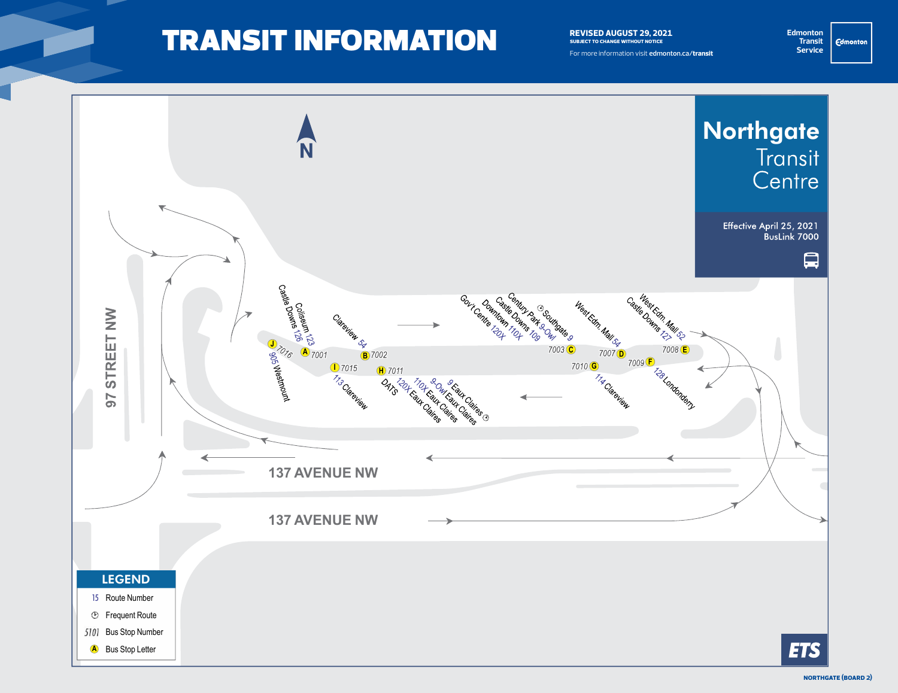# TRANSIT INFORMATION

**REVISED AUGUST 29, 2021**
SUBJECT TO CHANGE WITHOUT NOTICE

For more information visit **edmonton.ca/transit**

Edmonton Transit Service

## Northgate Transit Centre

Effective April 25, 2021
BusLink 7000

N

97 STREET NW

137 AVENUE NW

137 AVENUE NW

- A 7001: Coliseum 123, Castle Downs 126
- B 7002: Clareview 54
- C 7003: Southgate 9, Century Park 9-Owl, Castle Downs 109, Downtown 110X, Gov't Centre 120X
- D 7007: West Edm. Mall 54
- E 7008: West Edm. Mall 52, Castle Downs 127
- F 7009: 128 Londonderry
- G 7010: 114 Clareview
- H 7011: DATS, 120X Eaux Claires, 110X Eaux Claires, 9-Owl Eaux Claires, 9 Eaux Claires
- I 7015: 113 Clareview
- J 7016: 905 Westmount

### LEGEND

- 15 Route Number
- Frequent Route
- 5101 Bus Stop Number
- A Bus Stop Letter

ETS

NORTHGATE (BOARD 2)